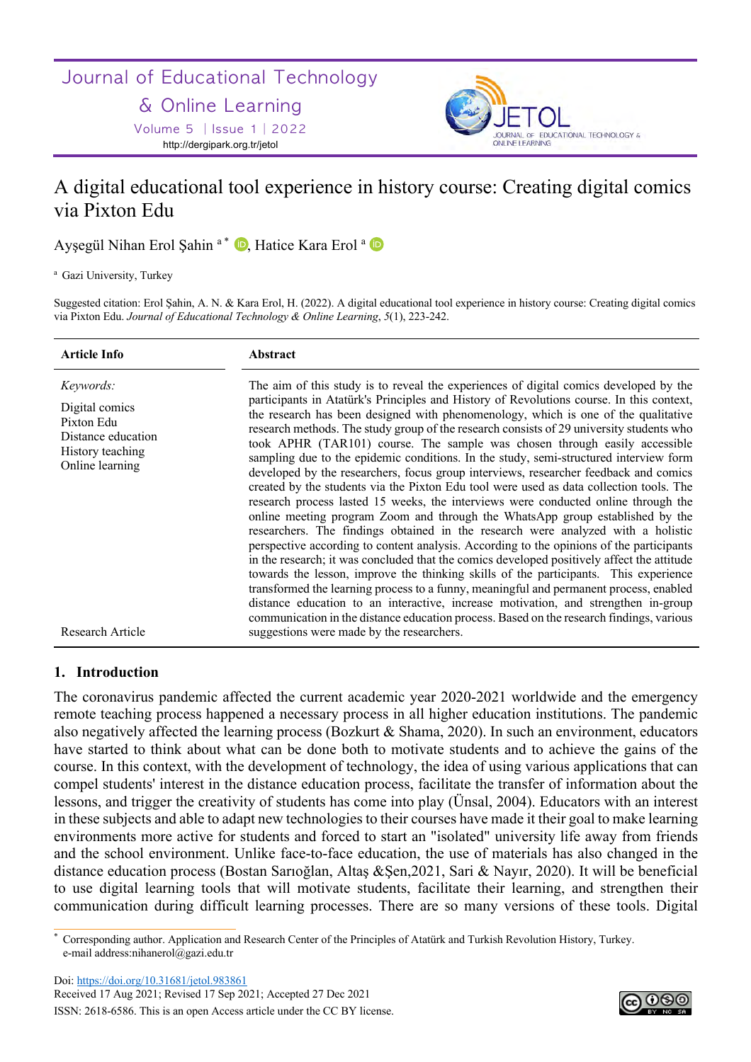# A digital educational tool experience in history course: Creating digital comics via Pixton Edu

Ayşegül Nihan Erol Şahin [a] *, Hatice Kara Erol [a]

[a] Gazi University, Turkey

Suggested citation: Erol Şahin, A. N. & Kara Erol, H. (2022). A digital educational tool experience in history course: Creating digital comics via Pixton Edu. *Journal of Educational Technology & Online Learning*, *5*(1), 223-242.

| Article Info | Abstract |
|---|---|
| *Keywords:*<br>Digital comics<br>Pixton Edu<br>Distance education<br>History teaching<br>Online learning<br><br>Research Article | The aim of this study is to reveal the experiences of digital comics developed by the participants in Atatürk's Principles and History of Revolutions course. In this context, the research has been designed with phenomenology, which is one of the qualitative research methods. The study group of the research consists of 29 university students who took APHR (TAR101) course. The sample was chosen through easily accessible sampling due to the epidemic conditions. In the study, semi-structured interview form developed by the researchers, focus group interviews, researcher feedback and comics created by the students via the Pixton Edu tool were used as data collection tools. The research process lasted 15 weeks, the interviews were conducted online through the online meeting program Zoom and through the WhatsApp group established by the researchers. The findings obtained in the research were analyzed with a holistic perspective according to content analysis. According to the opinions of the participants in the research; it was concluded that the comics developed positively affect the attitude towards the lesson, improve the thinking skills of the participants. This experience transformed the learning process to a funny, meaningful and permanent process, enabled distance education to an interactive, increase motivation, and strengthen in-group communication in the distance education process. Based on the research findings, various suggestions were made by the researchers. |

## 1. Introduction

The coronavirus pandemic affected the current academic year 2020-2021 worldwide and the emergency remote teaching process happened a necessary process in all higher education institutions. The pandemic also negatively affected the learning process (Bozkurt & Shama, 2020). In such an environment, educators have started to think about what can be done both to motivate students and to achieve the gains of the course. In this context, with the development of technology, the idea of using various applications that can compel students' interest in the distance education process, facilitate the transfer of information about the lessons, and trigger the creativity of students has come into play (Ünsal, 2004). Educators with an interest in these subjects and able to adapt new technologies to their courses have made it their goal to make learning environments more active for students and forced to start an "isolated" university life away from friends and the school environment. Unlike face-to-face education, the use of materials has also changed in the distance education process (Bostan Sarıoğlan, Altaş &Şen,2021, Sari & Nayır, 2020). It will be beneficial to use digital learning tools that will motivate students, facilitate their learning, and strengthen their communication during difficult learning processes. There are so many versions of these tools. Digital

* Corresponding author. Application and Research Center of the Principles of Atatürk and Turkish Revolution History, Turkey.
e-mail address:nihanerol@gazi.edu.tr

Doi: https://doi.org/10.31681/jetol.983861
Received 17 Aug 2021; Revised 17 Sep 2021; Accepted 27 Dec 2021
ISSN: 2618-6586. This is an open Access article under the CC BY license.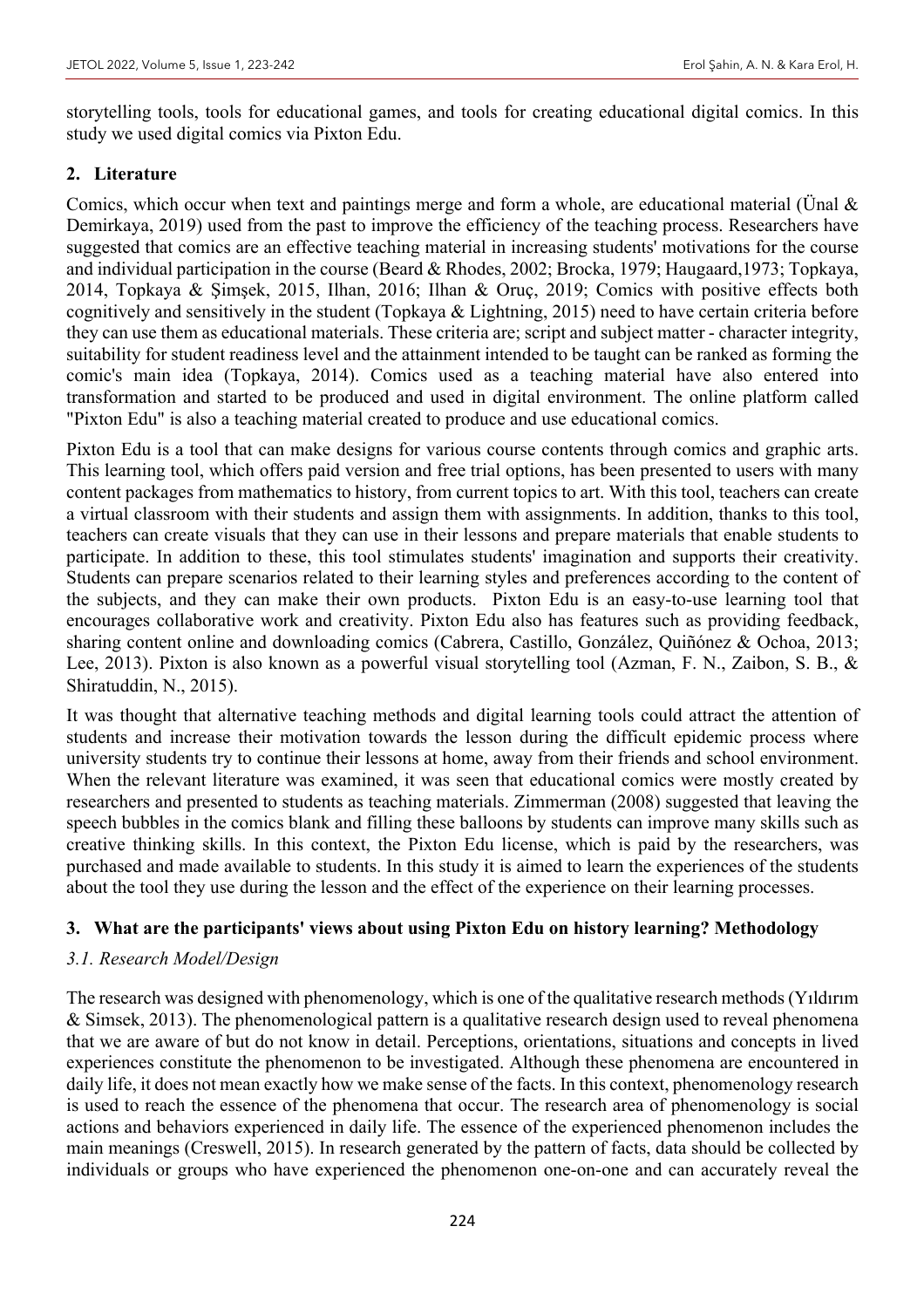storytelling tools, tools for educational games, and tools for creating educational digital comics. In this study we used digital comics via Pixton Edu.

## 2. Literature

Comics, which occur when text and paintings merge and form a whole, are educational material (Ünal & Demirkaya, 2019) used from the past to improve the efficiency of the teaching process. Researchers have suggested that comics are an effective teaching material in increasing students' motivations for the course and individual participation in the course (Beard & Rhodes, 2002; Brocka, 1979; Haugaard,1973; Topkaya, 2014, Topkaya & Şimşek, 2015, Ilhan, 2016; Ilhan & Oruç, 2019; Comics with positive effects both cognitively and sensitively in the student (Topkaya & Lightning, 2015) need to have certain criteria before they can use them as educational materials. These criteria are; script and subject matter - character integrity, suitability for student readiness level and the attainment intended to be taught can be ranked as forming the comic's main idea (Topkaya, 2014). Comics used as a teaching material have also entered into transformation and started to be produced and used in digital environment. The online platform called "Pixton Edu" is also a teaching material created to produce and use educational comics.

Pixton Edu is a tool that can make designs for various course contents through comics and graphic arts. This learning tool, which offers paid version and free trial options, has been presented to users with many content packages from mathematics to history, from current topics to art. With this tool, teachers can create a virtual classroom with their students and assign them with assignments. In addition, thanks to this tool, teachers can create visuals that they can use in their lessons and prepare materials that enable students to participate. In addition to these, this tool stimulates students' imagination and supports their creativity. Students can prepare scenarios related to their learning styles and preferences according to the content of the subjects, and they can make their own products. Pixton Edu is an easy-to-use learning tool that encourages collaborative work and creativity. Pixton Edu also has features such as providing feedback, sharing content online and downloading comics (Cabrera, Castillo, González, Quiñónez & Ochoa, 2013; Lee, 2013). Pixton is also known as a powerful visual storytelling tool (Azman, F. N., Zaibon, S. B., & Shiratuddin, N., 2015).

It was thought that alternative teaching methods and digital learning tools could attract the attention of students and increase their motivation towards the lesson during the difficult epidemic process where university students try to continue their lessons at home, away from their friends and school environment. When the relevant literature was examined, it was seen that educational comics were mostly created by researchers and presented to students as teaching materials. Zimmerman (2008) suggested that leaving the speech bubbles in the comics blank and filling these balloons by students can improve many skills such as creative thinking skills. In this context, the Pixton Edu license, which is paid by the researchers, was purchased and made available to students. In this study it is aimed to learn the experiences of the students about the tool they use during the lesson and the effect of the experience on their learning processes.

## 3. What are the participants' views about using Pixton Edu on history learning? Methodology

### *3.1. Research Model/Design*

The research was designed with phenomenology, which is one of the qualitative research methods (Yıldırım & Simsek, 2013). The phenomenological pattern is a qualitative research design used to reveal phenomena that we are aware of but do not know in detail. Perceptions, orientations, situations and concepts in lived experiences constitute the phenomenon to be investigated. Although these phenomena are encountered in daily life, it does not mean exactly how we make sense of the facts. In this context, phenomenology research is used to reach the essence of the phenomena that occur. The research area of phenomenology is social actions and behaviors experienced in daily life. The essence of the experienced phenomenon includes the main meanings (Creswell, 2015). In research generated by the pattern of facts, data should be collected by individuals or groups who have experienced the phenomenon one-on-one and can accurately reveal the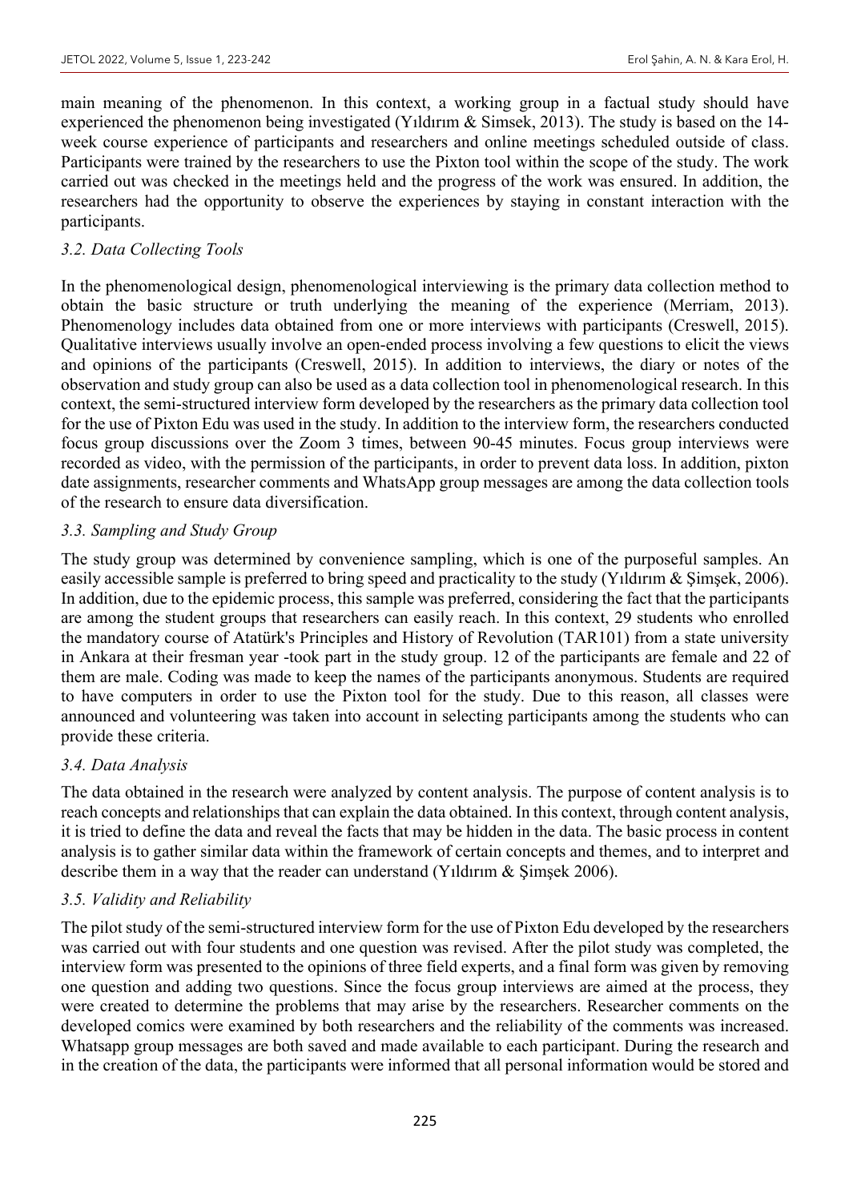main meaning of the phenomenon. In this context, a working group in a factual study should have experienced the phenomenon being investigated (Yıldırım & Simsek, 2013). The study is based on the 14-week course experience of participants and researchers and online meetings scheduled outside of class. Participants were trained by the researchers to use the Pixton tool within the scope of the study. The work carried out was checked in the meetings held and the progress of the work was ensured. In addition, the researchers had the opportunity to observe the experiences by staying in constant interaction with the participants.

### *3.2. Data Collecting Tools*

In the phenomenological design, phenomenological interviewing is the primary data collection method to obtain the basic structure or truth underlying the meaning of the experience (Merriam, 2013). Phenomenology includes data obtained from one or more interviews with participants (Creswell, 2015). Qualitative interviews usually involve an open-ended process involving a few questions to elicit the views and opinions of the participants (Creswell, 2015). In addition to interviews, the diary or notes of the observation and study group can also be used as a data collection tool in phenomenological research. In this context, the semi-structured interview form developed by the researchers as the primary data collection tool for the use of Pixton Edu was used in the study. In addition to the interview form, the researchers conducted focus group discussions over the Zoom 3 times, between 90-45 minutes. Focus group interviews were recorded as video, with the permission of the participants, in order to prevent data loss. In addition, pixton date assignments, researcher comments and WhatsApp group messages are among the data collection tools of the research to ensure data diversification.

### *3.3. Sampling and Study Group*

The study group was determined by convenience sampling, which is one of the purposeful samples. An easily accessible sample is preferred to bring speed and practicality to the study (Yıldırım & Şimşek, 2006). In addition, due to the epidemic process, this sample was preferred, considering the fact that the participants are among the student groups that researchers can easily reach. In this context, 29 students who enrolled the mandatory course of Atatürk's Principles and History of Revolution (TAR101) from a state university in Ankara at their fresman year -took part in the study group. 12 of the participants are female and 22 of them are male. Coding was made to keep the names of the participants anonymous. Students are required to have computers in order to use the Pixton tool for the study. Due to this reason, all classes were announced and volunteering was taken into account in selecting participants among the students who can provide these criteria.

### *3.4. Data Analysis*

The data obtained in the research were analyzed by content analysis. The purpose of content analysis is to reach concepts and relationships that can explain the data obtained. In this context, through content analysis, it is tried to define the data and reveal the facts that may be hidden in the data. The basic process in content analysis is to gather similar data within the framework of certain concepts and themes, and to interpret and describe them in a way that the reader can understand (Yıldırım & Şimşek 2006).

### *3.5. Validity and Reliability*

The pilot study of the semi-structured interview form for the use of Pixton Edu developed by the researchers was carried out with four students and one question was revised. After the pilot study was completed, the interview form was presented to the opinions of three field experts, and a final form was given by removing one question and adding two questions. Since the focus group interviews are aimed at the process, they were created to determine the problems that may arise by the researchers. Researcher comments on the developed comics were examined by both researchers and the reliability of the comments was increased. Whatsapp group messages are both saved and made available to each participant. During the research and in the creation of the data, the participants were informed that all personal information would be stored and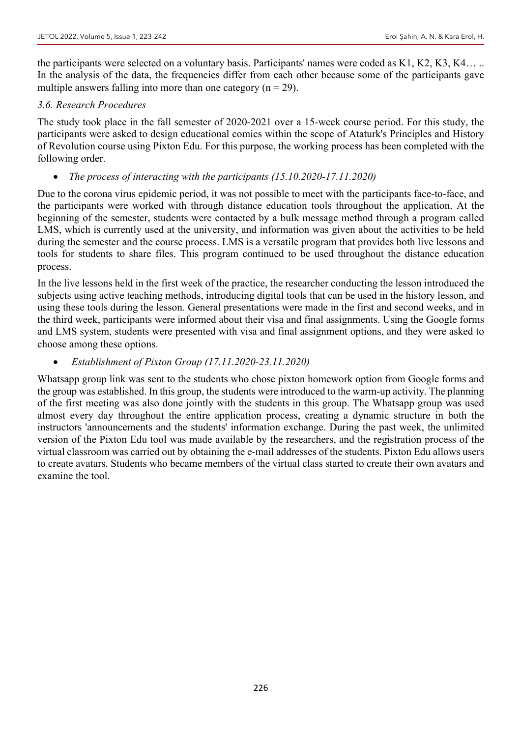the participants were selected on a voluntary basis. Participants' names were coded as K1, K2, K3, K4… .. In the analysis of the data, the frequencies differ from each other because some of the participants gave multiple answers falling into more than one category (n = 29).

### *3.6. Research Procedures*

The study took place in the fall semester of 2020-2021 over a 15-week course period. For this study, the participants were asked to design educational comics within the scope of Ataturk's Principles and History of Revolution course using Pixton Edu. For this purpose, the working process has been completed with the following order.

- *The process of interacting with the participants (15.10.2020-17.11.2020)*

Due to the corona virus epidemic period, it was not possible to meet with the participants face-to-face, and the participants were worked with through distance education tools throughout the application. At the beginning of the semester, students were contacted by a bulk message method through a program called LMS, which is currently used at the university, and information was given about the activities to be held during the semester and the course process. LMS is a versatile program that provides both live lessons and tools for students to share files. This program continued to be used throughout the distance education process.

In the live lessons held in the first week of the practice, the researcher conducting the lesson introduced the subjects using active teaching methods, introducing digital tools that can be used in the history lesson, and using these tools during the lesson. General presentations were made in the first and second weeks, and in the third week, participants were informed about their visa and final assignments. Using the Google forms and LMS system, students were presented with visa and final assignment options, and they were asked to choose among these options.

- *Establishment of Pixton Group (17.11.2020-23.11.2020)*

Whatsapp group link was sent to the students who chose pixton homework option from Google forms and the group was established. In this group, the students were introduced to the warm-up activity. The planning of the first meeting was also done jointly with the students in this group. The Whatsapp group was used almost every day throughout the entire application process, creating a dynamic structure in both the instructors 'announcements and the students' information exchange. During the past week, the unlimited version of the Pixton Edu tool was made available by the researchers, and the registration process of the virtual classroom was carried out by obtaining the e-mail addresses of the students. Pixton Edu allows users to create avatars. Students who became members of the virtual class started to create their own avatars and examine the tool.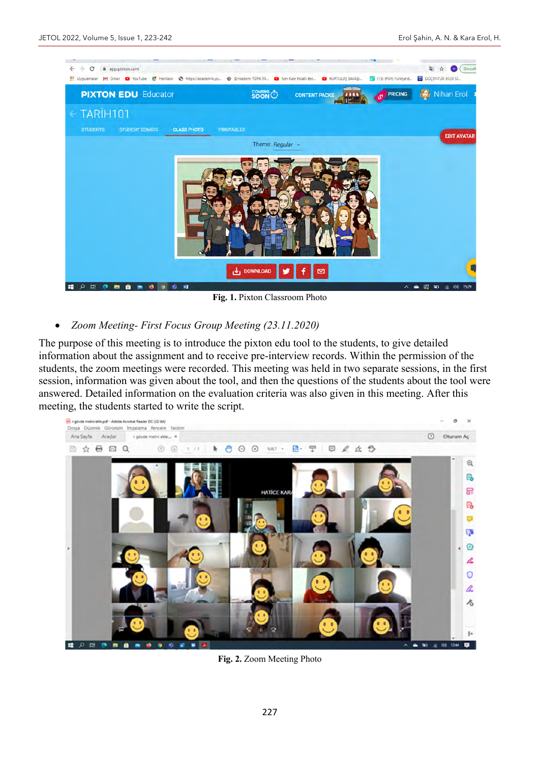Fig. 1. Pixton Classroom Photo

- *Zoom Meeting- First Focus Group Meeting (23.11.2020)*

The purpose of this meeting is to introduce the pixton edu tool to the students, to give detailed information about the assignment and to receive pre-interview records. Within the permission of the students, the zoom meetings were recorded. This meeting was held in two separate sessions, in the first session, information was given about the tool, and then the questions of the students about the tool were answered. Detailed information on the evaluation criteria was also given in this meeting. After this meeting, the students started to write the script.

Fig. 2. Zoom Meeting Photo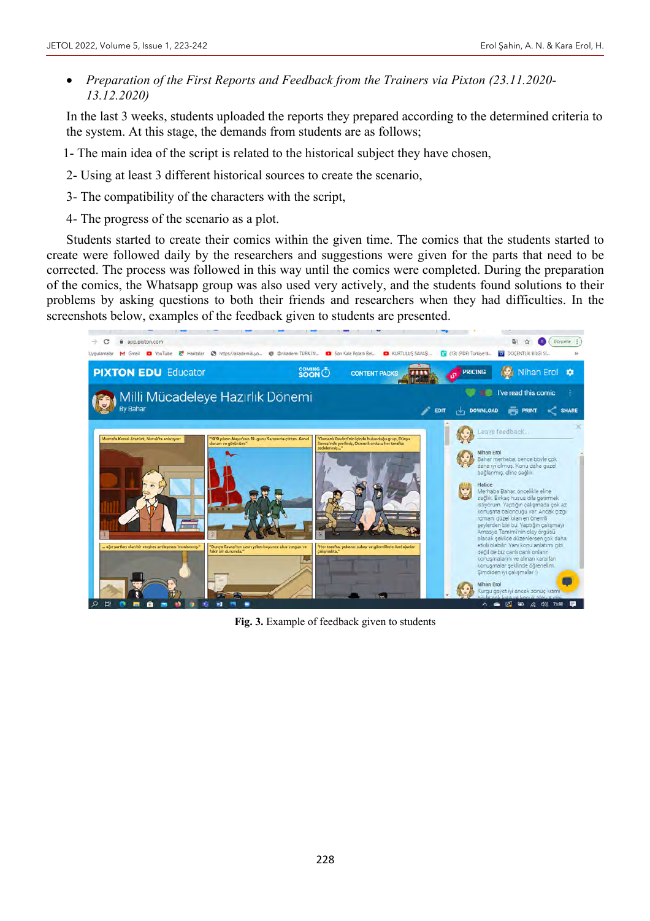- *Preparation of the First Reports and Feedback from the Trainers via Pixton (23.11.2020-13.12.2020)*

In the last 3 weeks, students uploaded the reports they prepared according to the determined criteria to the system. At this stage, the demands from students are as follows;

1- The main idea of the script is related to the historical subject they have chosen,

2- Using at least 3 different historical sources to create the scenario,

3- The compatibility of the characters with the script,

4- The progress of the scenario as a plot.

Students started to create their comics within the given time. The comics that the students started to create were followed daily by the researchers and suggestions were given for the parts that need to be corrected. The process was followed in this way until the comics were completed. During the preparation of the comics, the Whatsapp group was also used very actively, and the students found solutions to their problems by asking questions to both their friends and researchers when they had difficulties. In the screenshots below, examples of the feedback given to students are presented.

**Fig. 3.** Example of feedback given to students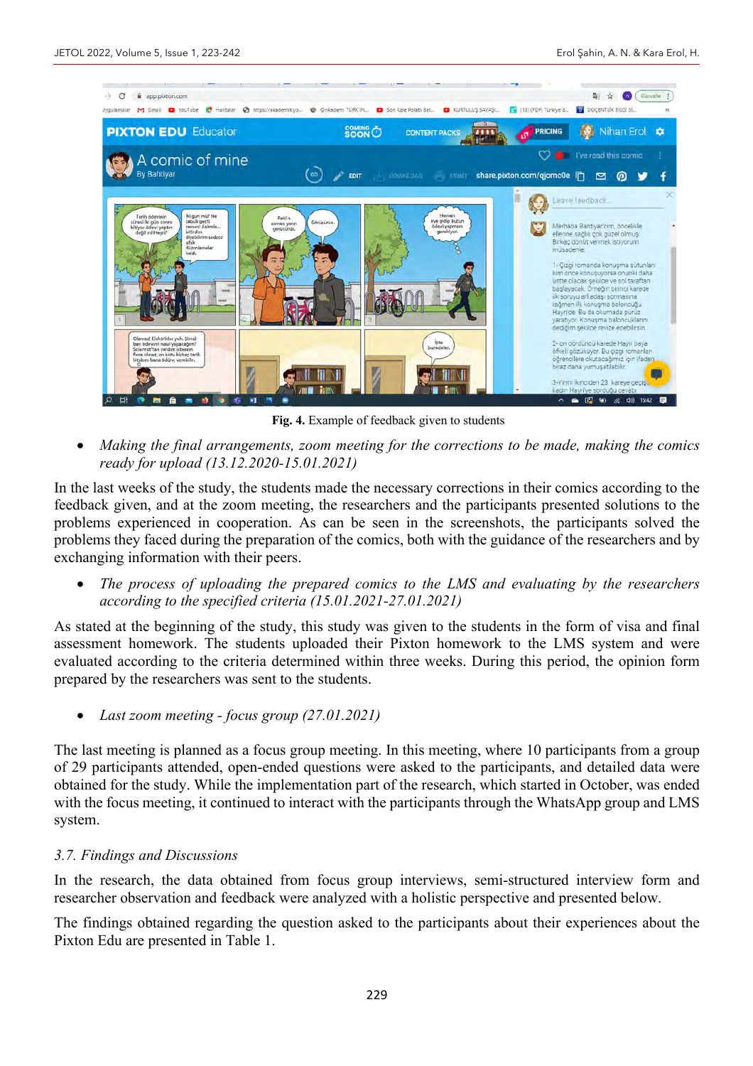Fig. 4. Example of feedback given to students

- *Making the final arrangements, zoom meeting for the corrections to be made, making the comics ready for upload (13.12.2020-15.01.2021)*

In the last weeks of the study, the students made the necessary corrections in their comics according to the feedback given, and at the zoom meeting, the researchers and the participants presented solutions to the problems experienced in cooperation. As can be seen in the screenshots, the participants solved the problems they faced during the preparation of the comics, both with the guidance of the researchers and by exchanging information with their peers.

- *The process of uploading the prepared comics to the LMS and evaluating by the researchers according to the specified criteria (15.01.2021-27.01.2021)*

As stated at the beginning of the study, this study was given to the students in the form of visa and final assessment homework. The students uploaded their Pixton homework to the LMS system and were evaluated according to the criteria determined within three weeks. During this period, the opinion form prepared by the researchers was sent to the students.

- *Last zoom meeting - focus group (27.01.2021)*

The last meeting is planned as a focus group meeting. In this meeting, where 10 participants from a group of 29 participants attended, open-ended questions were asked to the participants, and detailed data were obtained for the study. While the implementation part of the research, which started in October, was ended with the focus meeting, it continued to interact with the participants through the WhatsApp group and LMS system.

### 3.7. Findings and Discussions

In the research, the data obtained from focus group interviews, semi-structured interview form and researcher observation and feedback were analyzed with a holistic perspective and presented below.

The findings obtained regarding the question asked to the participants about their experiences about the Pixton Edu are presented in Table 1.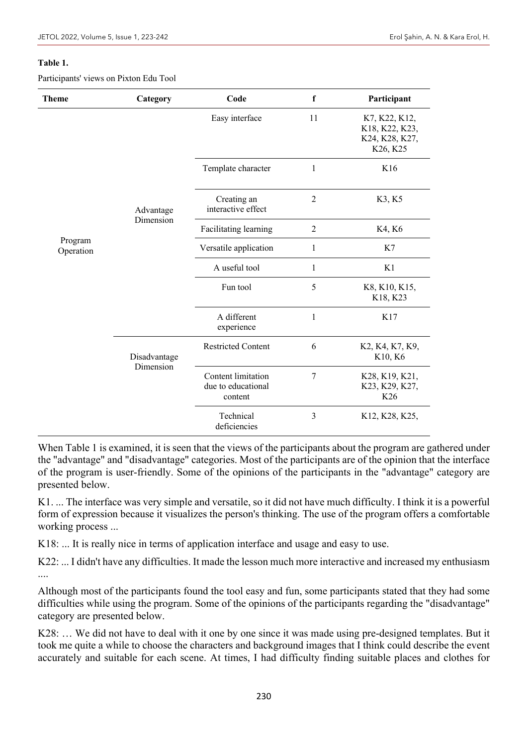**Table 1.**

Participants' views on Pixton Edu Tool

| Theme | Category | Code | f | Participant |
|---|---|---|---|---|
| Program Operation | Advantage Dimension | Easy interface | 11 | K7, K22, K12, K18, K22, K23, K24, K28, K27, K26, K25 |
| | | Template character | 1 | K16 |
| | | Creating an interactive effect | 2 | K3, K5 |
| | | Facilitating learning | 2 | K4, K6 |
| | | Versatile application | 1 | K7 |
| | | A useful tool | 1 | K1 |
| | | Fun tool | 5 | K8, K10, K15, K18, K23 |
| | | A different experience | 1 | K17 |
| | Disadvantage Dimension | Restricted Content | 6 | K2, K4, K7, K9, K10, K6 |
| | | Content limitation due to educational content | 7 | K28, K19, K21, K23, K29, K27, K26 |
| | | Technical deficiencies | 3 | K12, K28, K25, |

When Table 1 is examined, it is seen that the views of the participants about the program are gathered under the "advantage" and "disadvantage" categories. Most of the participants are of the opinion that the interface of the program is user-friendly. Some of the opinions of the participants in the "advantage" category are presented below.

K1. ... The interface was very simple and versatile, so it did not have much difficulty. I think it is a powerful form of expression because it visualizes the person's thinking. The use of the program offers a comfortable working process ...

K18: ... It is really nice in terms of application interface and usage and easy to use.

K22: ... I didn't have any difficulties. It made the lesson much more interactive and increased my enthusiasm ....

Although most of the participants found the tool easy and fun, some participants stated that they had some difficulties while using the program. Some of the opinions of the participants regarding the "disadvantage" category are presented below.

K28: … We did not have to deal with it one by one since it was made using pre-designed templates. But it took me quite a while to choose the characters and background images that I think could describe the event accurately and suitable for each scene. At times, I had difficulty finding suitable places and clothes for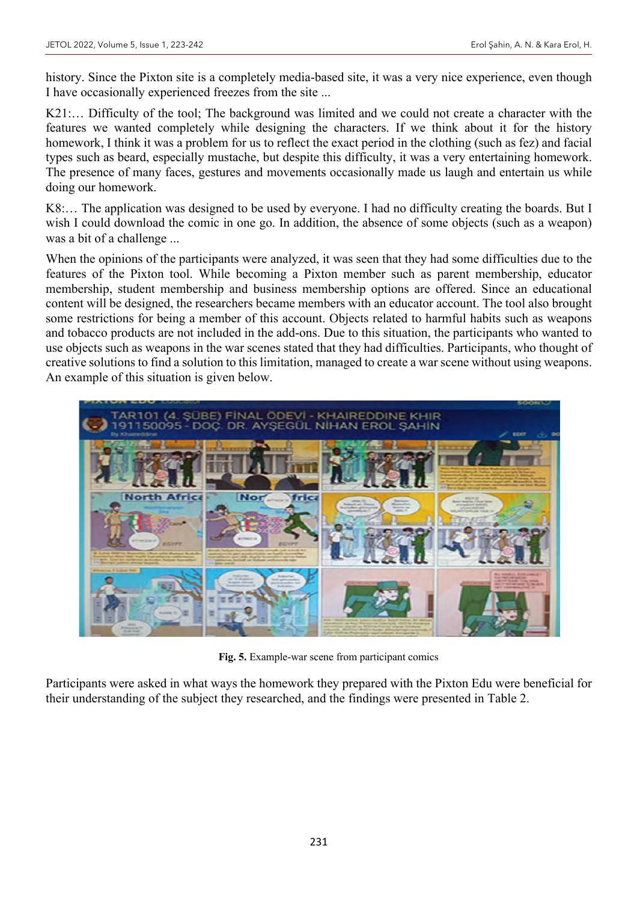history. Since the Pixton site is a completely media-based site, it was a very nice experience, even though I have occasionally experienced freezes from the site ...

K21:… Difficulty of the tool; The background was limited and we could not create a character with the features we wanted completely while designing the characters. If we think about it for the history homework, I think it was a problem for us to reflect the exact period in the clothing (such as fez) and facial types such as beard, especially mustache, but despite this difficulty, it was a very entertaining homework. The presence of many faces, gestures and movements occasionally made us laugh and entertain us while doing our homework.

K8:… The application was designed to be used by everyone. I had no difficulty creating the boards. But I wish I could download the comic in one go. In addition, the absence of some objects (such as a weapon) was a bit of a challenge ...

When the opinions of the participants were analyzed, it was seen that they had some difficulties due to the features of the Pixton tool. While becoming a Pixton member such as parent membership, educator membership, student membership and business membership options are offered. Since an educational content will be designed, the researchers became members with an educator account. The tool also brought some restrictions for being a member of this account. Objects related to harmful habits such as weapons and tobacco products are not included in the add-ons. Due to this situation, the participants who wanted to use objects such as weapons in the war scenes stated that they had difficulties. Participants, who thought of creative solutions to find a solution to this limitation, managed to create a war scene without using weapons. An example of this situation is given below.

**Fig. 5.** Example-war scene from participant comics

Participants were asked in what ways the homework they prepared with the Pixton Edu were beneficial for their understanding of the subject they researched, and the findings were presented in Table 2.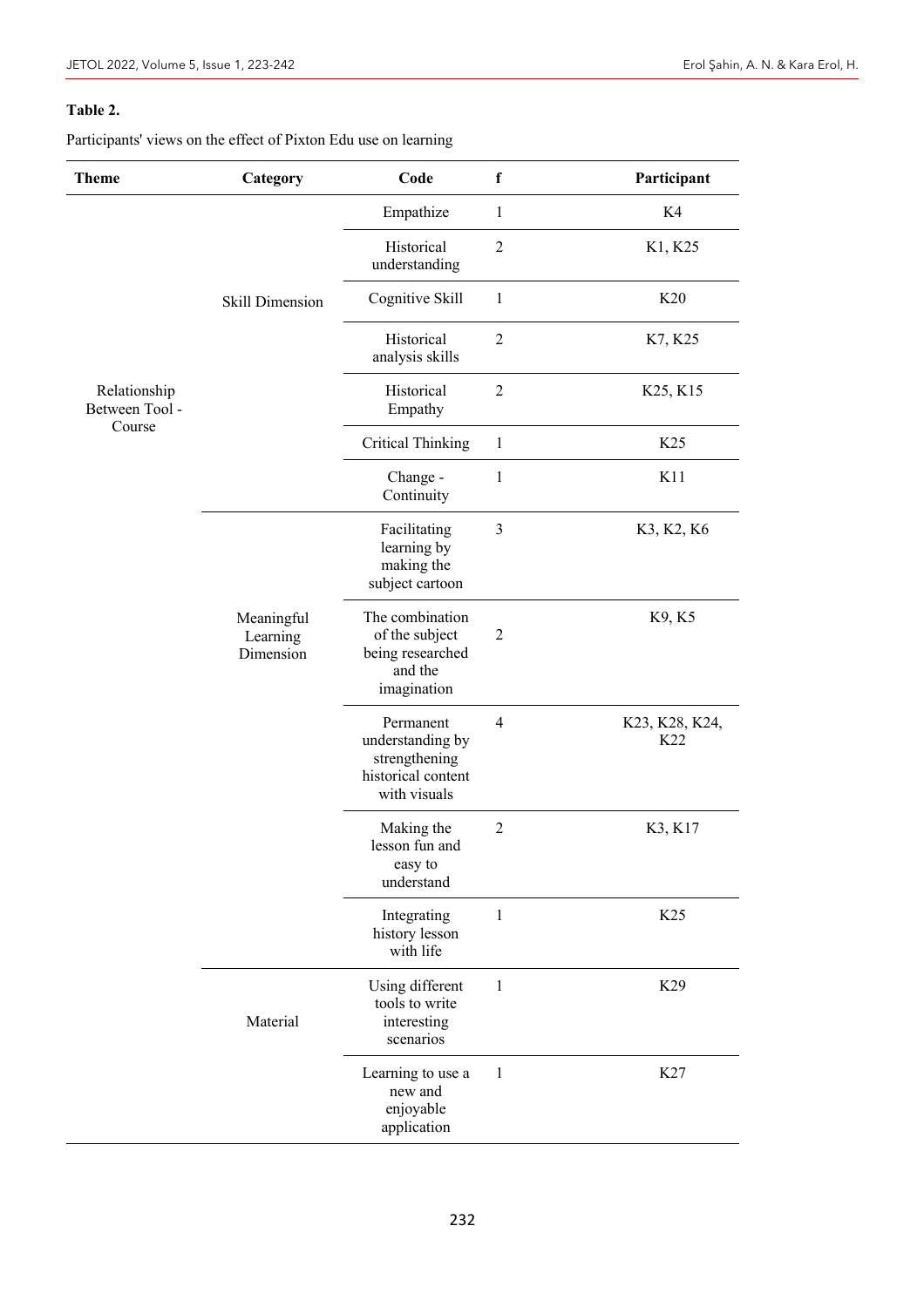**Table 2.**

Participants' views on the effect of Pixton Edu use on learning

| Theme | Category | Code | f | Participant |
|---|---|---|---|---|
| Relationship Between Tool - Course | Skill Dimension | Empathize | 1 | K4 |
| | | Historical understanding | 2 | K1, K25 |
| | | Cognitive Skill | 1 | K20 |
| | | Historical analysis skills | 2 | K7, K25 |
| | | Historical Empathy | 2 | K25, K15 |
| | | Critical Thinking | 1 | K25 |
| | | Change - Continuity | 1 | K11 |
| | Meaningful Learning Dimension | Facilitating learning by making the subject cartoon | 3 | K3, K2, K6 |
| | | The combination of the subject being researched and the imagination | 2 | K9, K5 |
| | | Permanent understanding by strengthening historical content with visuals | 4 | K23, K28, K24, K22 |
| | | Making the lesson fun and easy to understand | 2 | K3, K17 |
| | | Integrating history lesson with life | 1 | K25 |
| | Material | Using different tools to write interesting scenarios | 1 | K29 |
| | | Learning to use a new and enjoyable application | 1 | K27 |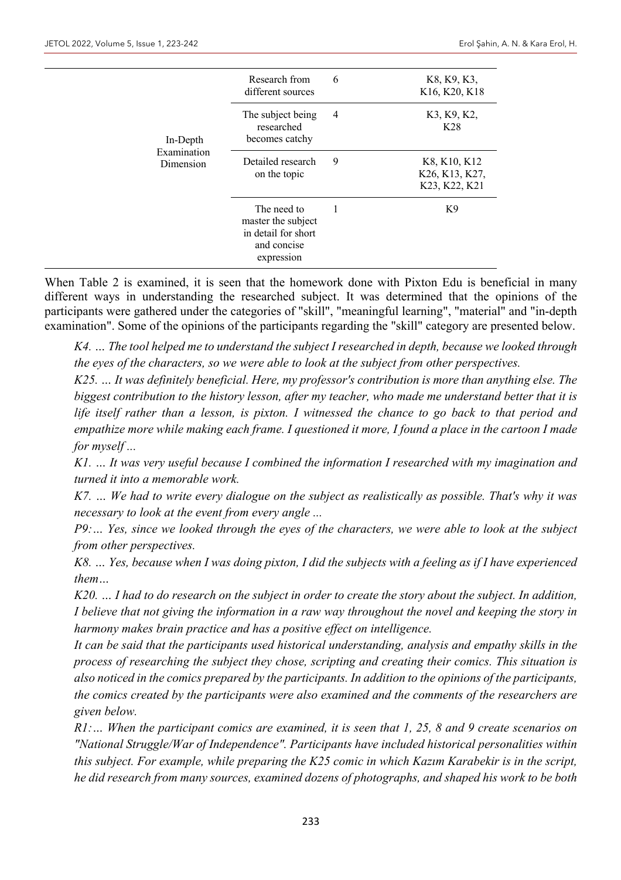| | | | |
|---|---|---|---|
| In-Depth Examination Dimension | Research from different sources | 6 | K8, K9, K3, K16, K20, K18 |
| | The subject being researched becomes catchy | 4 | K3, K9, K2, K28 |
| | Detailed research on the topic | 9 | K8, K10, K12 K26, K13, K27, K23, K22, K21 |
| | The need to master the subject in detail for short and concise expression | 1 | K9 |

When Table 2 is examined, it is seen that the homework done with Pixton Edu is beneficial in many different ways in understanding the researched subject. It was determined that the opinions of the participants were gathered under the categories of "skill", "meaningful learning", "material" and "in-depth examination". Some of the opinions of the participants regarding the "skill" category are presented below.

*K4. … The tool helped me to understand the subject I researched in depth, because we looked through the eyes of the characters, so we were able to look at the subject from other perspectives.*

*K25. … It was definitely beneficial. Here, my professor's contribution is more than anything else. The biggest contribution to the history lesson, after my teacher, who made me understand better that it is life itself rather than a lesson, is pixton. I witnessed the chance to go back to that period and empathize more while making each frame. I questioned it more, I found a place in the cartoon I made for myself ...*

*K1. … It was very useful because I combined the information I researched with my imagination and turned it into a memorable work.*

*K7. … We had to write every dialogue on the subject as realistically as possible. That's why it was necessary to look at the event from every angle ...*

*P9:… Yes, since we looked through the eyes of the characters, we were able to look at the subject from other perspectives.*

*K8. … Yes, because when I was doing pixton, I did the subjects with a feeling as if I have experienced them…*

*K20. … I had to do research on the subject in order to create the story about the subject. In addition, I believe that not giving the information in a raw way throughout the novel and keeping the story in harmony makes brain practice and has a positive effect on intelligence.*

*It can be said that the participants used historical understanding, analysis and empathy skills in the process of researching the subject they chose, scripting and creating their comics. This situation is also noticed in the comics prepared by the participants. In addition to the opinions of the participants, the comics created by the participants were also examined and the comments of the researchers are given below.*

*R1:… When the participant comics are examined, it is seen that 1, 25, 8 and 9 create scenarios on "National Struggle/War of Independence". Participants have included historical personalities within this subject. For example, while preparing the K25 comic in which Kazım Karabekir is in the script, he did research from many sources, examined dozens of photographs, and shaped his work to be both*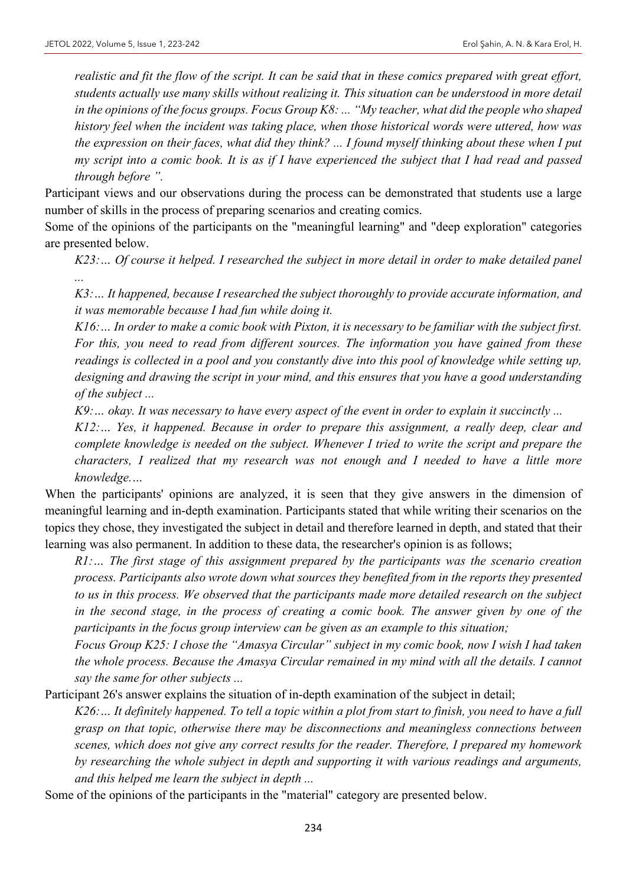*realistic and fit the flow of the script. It can be said that in these comics prepared with great effort, students actually use many skills without realizing it. This situation can be understood in more detail in the opinions of the focus groups. Focus Group K8: ... "My teacher, what did the people who shaped history feel when the incident was taking place, when those historical words were uttered, how was the expression on their faces, what did they think? ... I found myself thinking about these when I put my script into a comic book. It is as if I have experienced the subject that I had read and passed through before ".*

Participant views and our observations during the process can be demonstrated that students use a large number of skills in the process of preparing scenarios and creating comics.

Some of the opinions of the participants on the "meaningful learning" and "deep exploration" categories are presented below.

*K23:… Of course it helped. I researched the subject in more detail in order to make detailed panel ...*

*K3:… It happened, because I researched the subject thoroughly to provide accurate information, and it was memorable because I had fun while doing it.*

*K16:… In order to make a comic book with Pixton, it is necessary to be familiar with the subject first. For this, you need to read from different sources. The information you have gained from these readings is collected in a pool and you constantly dive into this pool of knowledge while setting up, designing and drawing the script in your mind, and this ensures that you have a good understanding of the subject ...*

*K9:… okay. It was necessary to have every aspect of the event in order to explain it succinctly ...*

*K12:… Yes, it happened. Because in order to prepare this assignment, a really deep, clear and complete knowledge is needed on the subject. Whenever I tried to write the script and prepare the characters, I realized that my research was not enough and I needed to have a little more knowledge.…*

When the participants' opinions are analyzed, it is seen that they give answers in the dimension of meaningful learning and in-depth examination. Participants stated that while writing their scenarios on the topics they chose, they investigated the subject in detail and therefore learned in depth, and stated that their learning was also permanent. In addition to these data, the researcher's opinion is as follows;

*R1:… The first stage of this assignment prepared by the participants was the scenario creation process. Participants also wrote down what sources they benefited from in the reports they presented to us in this process. We observed that the participants made more detailed research on the subject in the second stage, in the process of creating a comic book. The answer given by one of the participants in the focus group interview can be given as an example to this situation;*

*Focus Group K25: I chose the "Amasya Circular" subject in my comic book, now I wish I had taken the whole process. Because the Amasya Circular remained in my mind with all the details. I cannot say the same for other subjects ...*

Participant 26's answer explains the situation of in-depth examination of the subject in detail;

*K26:… It definitely happened. To tell a topic within a plot from start to finish, you need to have a full grasp on that topic, otherwise there may be disconnections and meaningless connections between scenes, which does not give any correct results for the reader. Therefore, I prepared my homework by researching the whole subject in depth and supporting it with various readings and arguments, and this helped me learn the subject in depth ...*

Some of the opinions of the participants in the "material" category are presented below.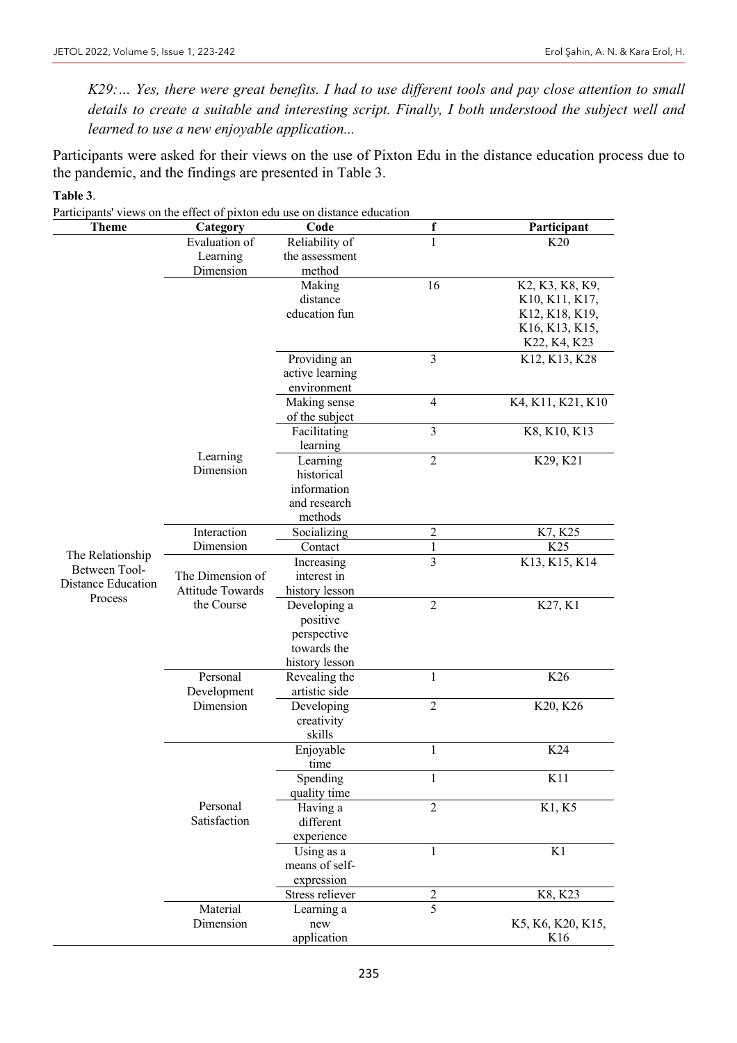*K29:… Yes, there were great benefits. I had to use different tools and pay close attention to small details to create a suitable and interesting script. Finally, I both understood the subject well and learned to use a new enjoyable application...*

Participants were asked for their views on the use of Pixton Edu in the distance education process due to the pandemic, and the findings are presented in Table 3.

**Table 3**.

Participants' views on the effect of pixton edu use on distance education

| Theme | Category | Code | f | Participant |
|---|---|---|---|---|
| The Relationship Between Tool-Distance Education Process | Evaluation of Learning Dimension | Reliability of the assessment method | 1 | K20 |
| | Learning Dimension | Making distance education fun | 16 | K2, K3, K8, K9, K10, K11, K17, K12, K18, K19, K16, K13, K15, K22, K4, K23 |
| | | Providing an active learning environment | 3 | K12, K13, K28 |
| | | Making sense of the subject | 4 | K4, K11, K21, K10 |
| | | Facilitating learning | 3 | K8, K10, K13 |
| | | Learning historical information and research methods | 2 | K29, K21 |
| | Interaction Dimension | Socializing | 2 | K7, K25 |
| | | Contact | 1 | K25 |
| | The Dimension of Attitude Towards the Course | Increasing interest in history lesson | 3 | K13, K15, K14 |
| | | Developing a positive perspective towards the history lesson | 2 | K27, K1 |
| | Personal Development Dimension | Revealing the artistic side | 1 | K26 |
| | | Developing creativity skills | 2 | K20, K26 |
| | Personal Satisfaction | Enjoyable time | 1 | K24 |
| | | Spending quality time | 1 | K11 |
| | | Having a different experience | 2 | K1, K5 |
| | | Using as a means of self-expression | 1 | K1 |
| | | Stress reliever | 2 | K8, K23 |
| | Material Dimension | Learning a new application | 5 | K5, K6, K20, K15, K16 |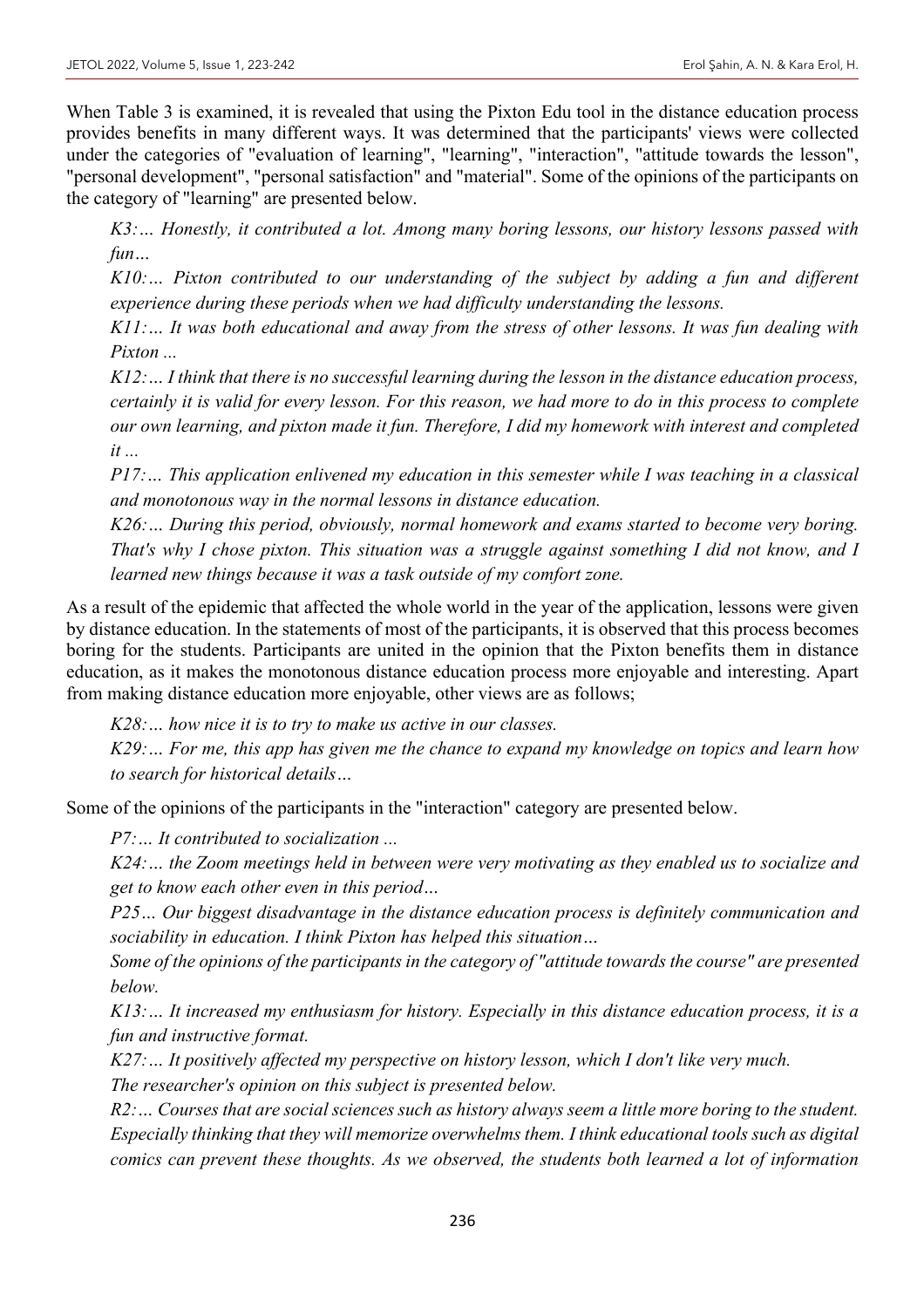When Table 3 is examined, it is revealed that using the Pixton Edu tool in the distance education process provides benefits in many different ways. It was determined that the participants' views were collected under the categories of "evaluation of learning", "learning", "interaction", "attitude towards the lesson", "personal development", "personal satisfaction" and "material". Some of the opinions of the participants on the category of "learning" are presented below.

*K3:… Honestly, it contributed a lot. Among many boring lessons, our history lessons passed with fun…*

*K10:… Pixton contributed to our understanding of the subject by adding a fun and different experience during these periods when we had difficulty understanding the lessons.*

*K11:… It was both educational and away from the stress of other lessons. It was fun dealing with Pixton ...*

*K12:… I think that there is no successful learning during the lesson in the distance education process, certainly it is valid for every lesson. For this reason, we had more to do in this process to complete our own learning, and pixton made it fun. Therefore, I did my homework with interest and completed it ...*

*P17:… This application enlivened my education in this semester while I was teaching in a classical and monotonous way in the normal lessons in distance education.*

*K26:… During this period, obviously, normal homework and exams started to become very boring. That's why I chose pixton. This situation was a struggle against something I did not know, and I learned new things because it was a task outside of my comfort zone.*

As a result of the epidemic that affected the whole world in the year of the application, lessons were given by distance education. In the statements of most of the participants, it is observed that this process becomes boring for the students. Participants are united in the opinion that the Pixton benefits them in distance education, as it makes the monotonous distance education process more enjoyable and interesting. Apart from making distance education more enjoyable, other views are as follows;

*K28:… how nice it is to try to make us active in our classes.*

*K29:… For me, this app has given me the chance to expand my knowledge on topics and learn how to search for historical details…*

Some of the opinions of the participants in the "interaction" category are presented below.

*P7:… It contributed to socialization ...*

*K24:… the Zoom meetings held in between were very motivating as they enabled us to socialize and get to know each other even in this period…*

*P25… Our biggest disadvantage in the distance education process is definitely communication and sociability in education. I think Pixton has helped this situation…*

*Some of the opinions of the participants in the category of "attitude towards the course" are presented below.*

*K13:… It increased my enthusiasm for history. Especially in this distance education process, it is a fun and instructive format.*

*K27:… It positively affected my perspective on history lesson, which I don't like very much.*

*The researcher's opinion on this subject is presented below.*

*R2:… Courses that are social sciences such as history always seem a little more boring to the student. Especially thinking that they will memorize overwhelms them. I think educational tools such as digital comics can prevent these thoughts. As we observed, the students both learned a lot of information*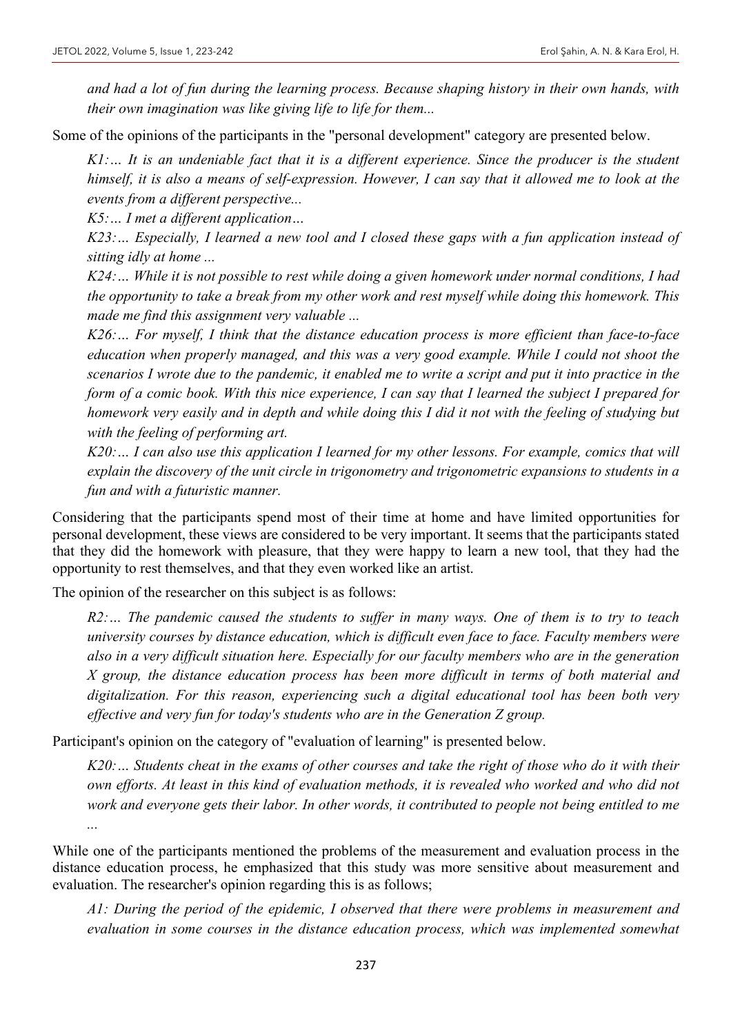*and had a lot of fun during the learning process. Because shaping history in their own hands, with their own imagination was like giving life to life for them...*

Some of the opinions of the participants in the "personal development" category are presented below.

*K1:… It is an undeniable fact that it is a different experience. Since the producer is the student himself, it is also a means of self-expression. However, I can say that it allowed me to look at the events from a different perspective...*

*K5:… I met a different application…*

*K23:… Especially, I learned a new tool and I closed these gaps with a fun application instead of sitting idly at home ...*

*K24:… While it is not possible to rest while doing a given homework under normal conditions, I had the opportunity to take a break from my other work and rest myself while doing this homework. This made me find this assignment very valuable ...*

*K26:… For myself, I think that the distance education process is more efficient than face-to-face education when properly managed, and this was a very good example. While I could not shoot the scenarios I wrote due to the pandemic, it enabled me to write a script and put it into practice in the form of a comic book. With this nice experience, I can say that I learned the subject I prepared for homework very easily and in depth and while doing this I did it not with the feeling of studying but with the feeling of performing art.*

*K20:… I can also use this application I learned for my other lessons. For example, comics that will explain the discovery of the unit circle in trigonometry and trigonometric expansions to students in a fun and with a futuristic manner.*

Considering that the participants spend most of their time at home and have limited opportunities for personal development, these views are considered to be very important. It seems that the participants stated that they did the homework with pleasure, that they were happy to learn a new tool, that they had the opportunity to rest themselves, and that they even worked like an artist.

The opinion of the researcher on this subject is as follows:

*R2:… The pandemic caused the students to suffer in many ways. One of them is to try to teach university courses by distance education, which is difficult even face to face. Faculty members were also in a very difficult situation here. Especially for our faculty members who are in the generation X group, the distance education process has been more difficult in terms of both material and digitalization. For this reason, experiencing such a digital educational tool has been both very effective and very fun for today's students who are in the Generation Z group.*

Participant's opinion on the category of "evaluation of learning" is presented below.

*K20:… Students cheat in the exams of other courses and take the right of those who do it with their own efforts. At least in this kind of evaluation methods, it is revealed who worked and who did not work and everyone gets their labor. In other words, it contributed to people not being entitled to me ...*

While one of the participants mentioned the problems of the measurement and evaluation process in the distance education process, he emphasized that this study was more sensitive about measurement and evaluation. The researcher's opinion regarding this is as follows;

*A1: During the period of the epidemic, I observed that there were problems in measurement and evaluation in some courses in the distance education process, which was implemented somewhat*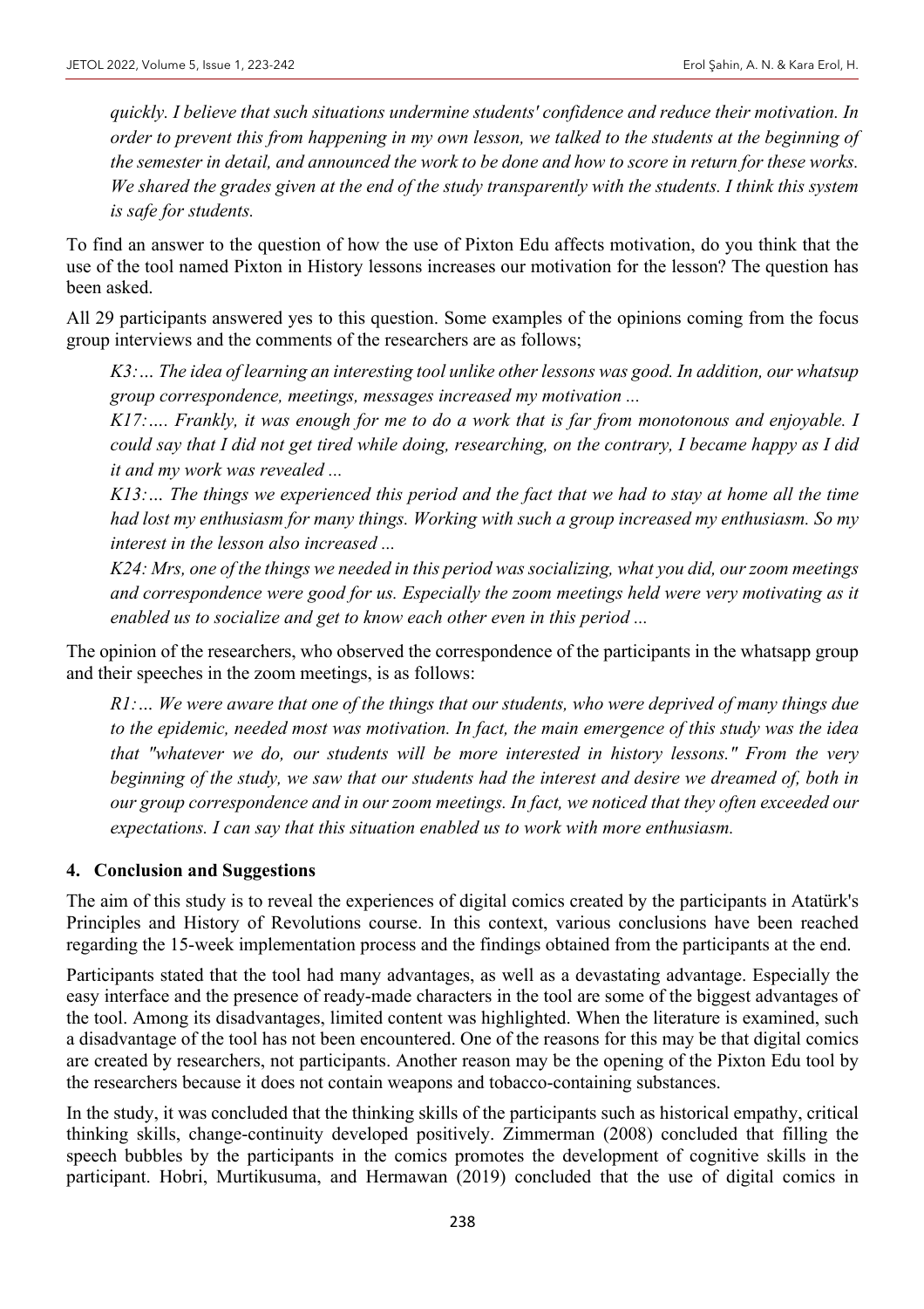*quickly. I believe that such situations undermine students' confidence and reduce their motivation. In order to prevent this from happening in my own lesson, we talked to the students at the beginning of the semester in detail, and announced the work to be done and how to score in return for these works. We shared the grades given at the end of the study transparently with the students. I think this system is safe for students.*

To find an answer to the question of how the use of Pixton Edu affects motivation, do you think that the use of the tool named Pixton in History lessons increases our motivation for the lesson? The question has been asked.

All 29 participants answered yes to this question. Some examples of the opinions coming from the focus group interviews and the comments of the researchers are as follows;

*K3:… The idea of learning an interesting tool unlike other lessons was good. In addition, our whatsup group correspondence, meetings, messages increased my motivation ...*

*K17:…. Frankly, it was enough for me to do a work that is far from monotonous and enjoyable. I could say that I did not get tired while doing, researching, on the contrary, I became happy as I did it and my work was revealed ...*

*K13:… The things we experienced this period and the fact that we had to stay at home all the time had lost my enthusiasm for many things. Working with such a group increased my enthusiasm. So my interest in the lesson also increased ...*

*K24: Mrs, one of the things we needed in this period was socializing, what you did, our zoom meetings and correspondence were good for us. Especially the zoom meetings held were very motivating as it enabled us to socialize and get to know each other even in this period ...*

The opinion of the researchers, who observed the correspondence of the participants in the whatsapp group and their speeches in the zoom meetings, is as follows:

*R1:… We were aware that one of the things that our students, who were deprived of many things due to the epidemic, needed most was motivation. In fact, the main emergence of this study was the idea that "whatever we do, our students will be more interested in history lessons." From the very beginning of the study, we saw that our students had the interest and desire we dreamed of, both in our group correspondence and in our zoom meetings. In fact, we noticed that they often exceeded our expectations. I can say that this situation enabled us to work with more enthusiasm.*

## 4. Conclusion and Suggestions

The aim of this study is to reveal the experiences of digital comics created by the participants in Atatürk's Principles and History of Revolutions course. In this context, various conclusions have been reached regarding the 15-week implementation process and the findings obtained from the participants at the end.

Participants stated that the tool had many advantages, as well as a devastating advantage. Especially the easy interface and the presence of ready-made characters in the tool are some of the biggest advantages of the tool. Among its disadvantages, limited content was highlighted. When the literature is examined, such a disadvantage of the tool has not been encountered. One of the reasons for this may be that digital comics are created by researchers, not participants. Another reason may be the opening of the Pixton Edu tool by the researchers because it does not contain weapons and tobacco-containing substances.

In the study, it was concluded that the thinking skills of the participants such as historical empathy, critical thinking skills, change-continuity developed positively. Zimmerman (2008) concluded that filling the speech bubbles by the participants in the comics promotes the development of cognitive skills in the participant. Hobri, Murtikusuma, and Hermawan (2019) concluded that the use of digital comics in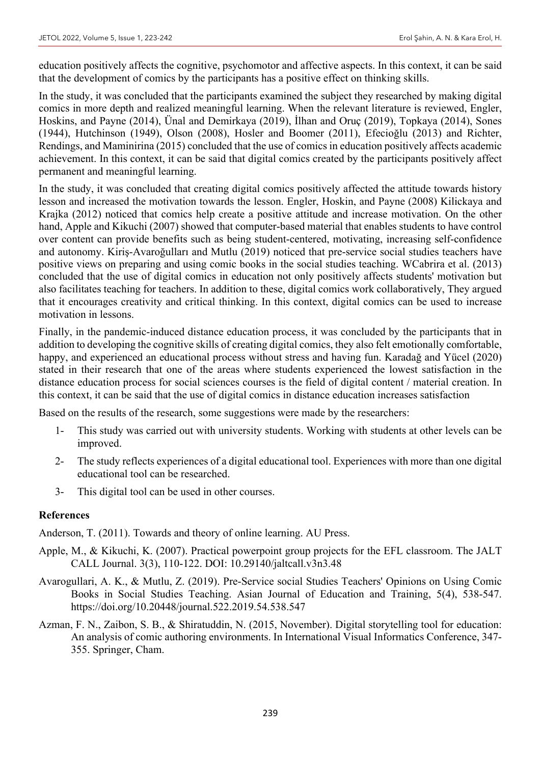education positively affects the cognitive, psychomotor and affective aspects. In this context, it can be said that the development of comics by the participants has a positive effect on thinking skills.

In the study, it was concluded that the participants examined the subject they researched by making digital comics in more depth and realized meaningful learning. When the relevant literature is reviewed, Engler, Hoskins, and Payne (2014), Ünal and Demirkaya (2019), İlhan and Oruç (2019), Topkaya (2014), Sones (1944), Hutchinson (1949), Olson (2008), Hosler and Boomer (2011), Efecioğlu (2013) and Richter, Rendings, and Maminirina (2015) concluded that the use of comics in education positively affects academic achievement. In this context, it can be said that digital comics created by the participants positively affect permanent and meaningful learning.

In the study, it was concluded that creating digital comics positively affected the attitude towards history lesson and increased the motivation towards the lesson. Engler, Hoskin, and Payne (2008) Kilickaya and Krajka (2012) noticed that comics help create a positive attitude and increase motivation. On the other hand, Apple and Kikuchi (2007) showed that computer-based material that enables students to have control over content can provide benefits such as being student-centered, motivating, increasing self-confidence and autonomy. Kiriş-Avaroğulları and Mutlu (2019) noticed that pre-service social studies teachers have positive views on preparing and using comic books in the social studies teaching. WCabrira et al. (2013) concluded that the use of digital comics in education not only positively affects students' motivation but also facilitates teaching for teachers. In addition to these, digital comics work collaboratively, They argued that it encourages creativity and critical thinking. In this context, digital comics can be used to increase motivation in lessons.

Finally, in the pandemic-induced distance education process, it was concluded by the participants that in addition to developing the cognitive skills of creating digital comics, they also felt emotionally comfortable, happy, and experienced an educational process without stress and having fun. Karadağ and Yücel (2020) stated in their research that one of the areas where students experienced the lowest satisfaction in the distance education process for social sciences courses is the field of digital content / material creation. In this context, it can be said that the use of digital comics in distance education increases satisfaction

Based on the results of the research, some suggestions were made by the researchers:

1- This study was carried out with university students. Working with students at other levels can be improved.
2- The study reflects experiences of a digital educational tool. Experiences with more than one digital educational tool can be researched.
3- This digital tool can be used in other courses.

## References

Anderson, T. (2011). Towards and theory of online learning. AU Press.

Apple, M., & Kikuchi, K. (2007). Practical powerpoint group projects for the EFL classroom. The JALT CALL Journal. 3(3), 110-122. DOI: 10.29140/jaltcall.v3n3.48

Avarogullari, A. K., & Mutlu, Z. (2019). Pre-Service social Studies Teachers' Opinions on Using Comic Books in Social Studies Teaching. Asian Journal of Education and Training, 5(4), 538-547. https://doi.org/10.20448/journal.522.2019.54.538.547

Azman, F. N., Zaibon, S. B., & Shiratuddin, N. (2015, November). Digital storytelling tool for education: An analysis of comic authoring environments. In International Visual Informatics Conference, 347-355. Springer, Cham.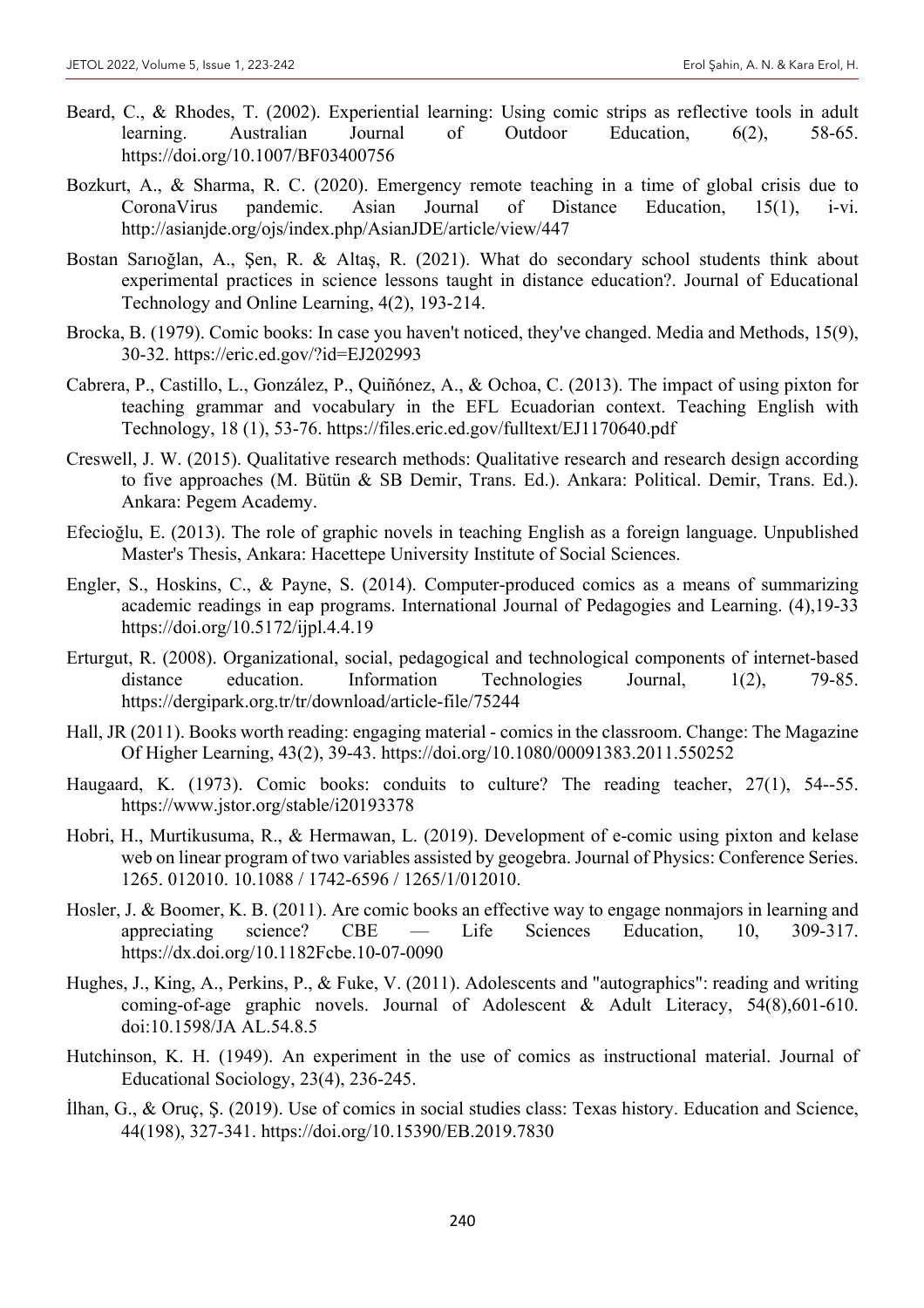Beard, C., & Rhodes, T. (2002). Experiential learning: Using comic strips as reflective tools in adult learning. Australian Journal of Outdoor Education, 6(2), 58-65. https://doi.org/10.1007/BF03400756

Bozkurt, A., & Sharma, R. C. (2020). Emergency remote teaching in a time of global crisis due to CoronaVirus pandemic. Asian Journal of Distance Education, 15(1), i-vi. http://asianjde.org/ojs/index.php/AsianJDE/article/view/447

Bostan Sarıoğlan, A., Şen, R. & Altaş, R. (2021). What do secondary school students think about experimental practices in science lessons taught in distance education?. Journal of Educational Technology and Online Learning, 4(2), 193-214.

Brocka, B. (1979). Comic books: In case you haven't noticed, they've changed. Media and Methods, 15(9), 30-32. https://eric.ed.gov/?id=EJ202993

Cabrera, P., Castillo, L., González, P., Quiñónez, A., & Ochoa, C. (2013). The impact of using pixton for teaching grammar and vocabulary in the EFL Ecuadorian context. Teaching English with Technology, 18 (1), 53-76. https://files.eric.ed.gov/fulltext/EJ1170640.pdf

Creswell, J. W. (2015). Qualitative research methods: Qualitative research and research design according to five approaches (M. Bütün & SB Demir, Trans. Ed.). Ankara: Political. Demir, Trans. Ed.). Ankara: Pegem Academy.

Efecioğlu, E. (2013). The role of graphic novels in teaching English as a foreign language. Unpublished Master's Thesis, Ankara: Hacettepe University Institute of Social Sciences.

Engler, S., Hoskins, C., & Payne, S. (2014). Computer-produced comics as a means of summarizing academic readings in eap programs. International Journal of Pedagogies and Learning. (4),19-33 https://doi.org/10.5172/ijpl.4.4.19

Erturgut, R. (2008). Organizational, social, pedagogical and technological components of internet-based distance education. Information Technologies Journal, 1(2), 79-85. https://dergipark.org.tr/tr/download/article-file/75244

Hall, JR (2011). Books worth reading: engaging material - comics in the classroom. Change: The Magazine Of Higher Learning, 43(2), 39-43. https://doi.org/10.1080/00091383.2011.550252

Haugaard, K. (1973). Comic books: conduits to culture? The reading teacher, 27(1), 54--55. https://www.jstor.org/stable/i20193378

Hobri, H., Murtikusuma, R., & Hermawan, L. (2019). Development of e-comic using pixton and kelase web on linear program of two variables assisted by geogebra. Journal of Physics: Conference Series. 1265. 012010. 10.1088 / 1742-6596 / 1265/1/012010.

Hosler, J. & Boomer, K. B. (2011). Are comic books an effective way to engage nonmajors in learning and appreciating science? CBE — Life Sciences Education, 10, 309-317. https://dx.doi.org/10.1182Fcbe.10-07-0090

Hughes, J., King, A., Perkins, P., & Fuke, V. (2011). Adolescents and "autographics": reading and writing coming-of-age graphic novels. Journal of Adolescent & Adult Literacy, 54(8),601-610. doi:10.1598/JA AL.54.8.5

Hutchinson, K. H. (1949). An experiment in the use of comics as instructional material. Journal of Educational Sociology, 23(4), 236-245.

İlhan, G., & Oruç, Ş. (2019). Use of comics in social studies class: Texas history. Education and Science, 44(198), 327-341. https://doi.org/10.15390/EB.2019.7830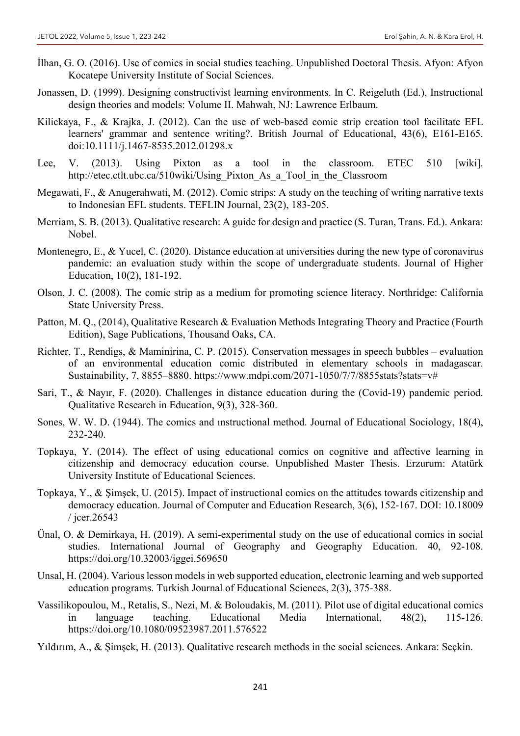İlhan, G. O. (2016). Use of comics in social studies teaching. Unpublished Doctoral Thesis. Afyon: Afyon Kocatepe University Institute of Social Sciences.

Jonassen, D. (1999). Designing constructivist learning environments. In C. Reigeluth (Ed.), Instructional design theories and models: Volume II. Mahwah, NJ: Lawrence Erlbaum.

Kilickaya, F., & Krajka, J. (2012). Can the use of web-based comic strip creation tool facilitate EFL learners' grammar and sentence writing?. British Journal of Educational, 43(6), E161-E165. doi:10.1111/j.1467-8535.2012.01298.x

Lee, V. (2013). Using Pixton as a tool in the classroom. ETEC 510 [wiki]. http://etec.ctlt.ubc.ca/510wiki/Using_Pixton_As_a_Tool_in_the_Classroom

Megawati, F., & Anugerahwati, M. (2012). Comic strips: A study on the teaching of writing narrative texts to Indonesian EFL students. TEFLIN Journal, 23(2), 183-205.

Merriam, S. B. (2013). Qualitative research: A guide for design and practice (S. Turan, Trans. Ed.). Ankara: Nobel.

Montenegro, E., & Yucel, C. (2020). Distance education at universities during the new type of coronavirus pandemic: an evaluation study within the scope of undergraduate students. Journal of Higher Education, 10(2), 181-192.

Olson, J. C. (2008). The comic strip as a medium for promoting science literacy. Northridge: California State University Press.

Patton, M. Q., (2014), Qualitative Research & Evaluation Methods Integrating Theory and Practice (Fourth Edition), Sage Publications, Thousand Oaks, CA.

Richter, T., Rendigs, & Maminirina, C. P. (2015). Conservation messages in speech bubbles – evaluation of an environmental education comic distributed in elementary schools in madagascar. Sustainability, 7, 8855–8880. https://www.mdpi.com/2071-1050/7/7/8855stats?stats=v#

Sari, T., & Nayır, F. (2020). Challenges in distance education during the (Covid-19) pandemic period. Qualitative Research in Education, 9(3), 328-360.

Sones, W. W. D. (1944). The comics and ınstructional method. Journal of Educational Sociology, 18(4), 232-240.

Topkaya, Y. (2014). The effect of using educational comics on cognitive and affective learning in citizenship and democracy education course. Unpublished Master Thesis. Erzurum: Atatürk University Institute of Educational Sciences.

Topkaya, Y., & Şimşek, U. (2015). Impact of instructional comics on the attitudes towards citizenship and democracy education. Journal of Computer and Education Research, 3(6), 152-167. DOI: 10.18009 / jcer.26543

Ünal, O. & Demirkaya, H. (2019). A semi-experimental study on the use of educational comics in social studies. International Journal of Geography and Geography Education. 40, 92-108. https://doi.org/10.32003/iggei.569650

Unsal, H. (2004). Various lesson models in web supported education, electronic learning and web supported education programs. Turkish Journal of Educational Sciences, 2(3), 375-388.

Vassilikopoulou, M., Retalis, S., Nezi, M. & Boloudakis, M. (2011). Pilot use of digital educational comics in language teaching. Educational Media International, 48(2), 115-126. https://doi.org/10.1080/09523987.2011.576522

Yıldırım, A., & Şimşek, H. (2013). Qualitative research methods in the social sciences. Ankara: Seçkin.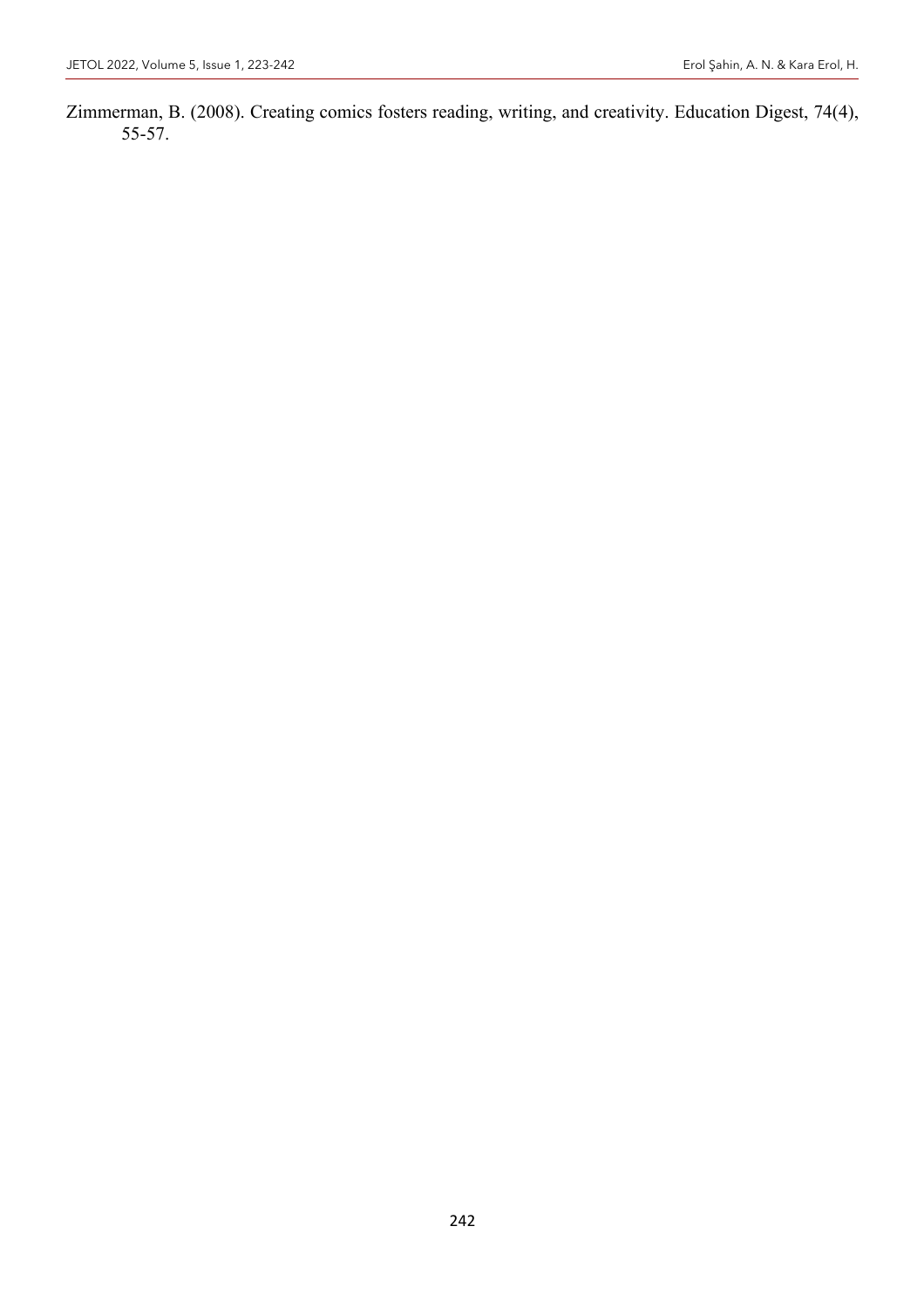Zimmerman, B. (2008). Creating comics fosters reading, writing, and creativity. Education Digest, 74(4), 55-57.